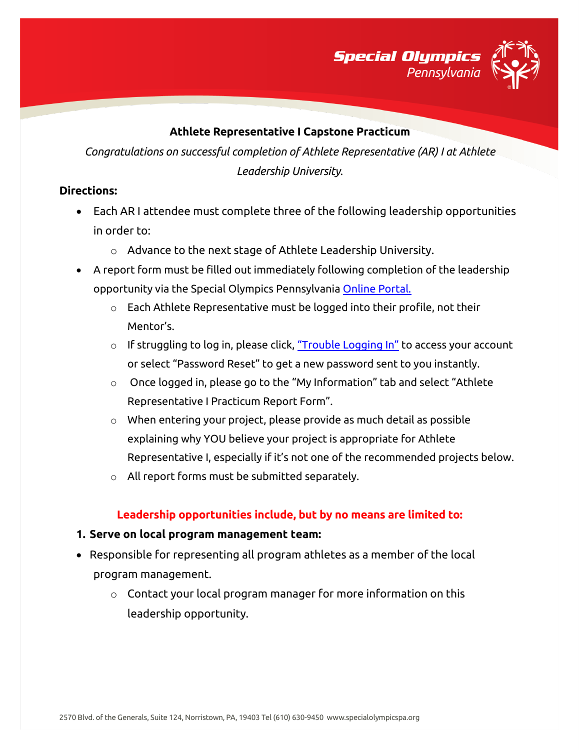## Athlete Representative I Capstone Practicum

*Congratulations on successful completion of Athlete Representative (AR) I at Athlete Leadership University.*

**Directions:**

- Each AR I attendee must complete three of the following leadership opportunities in order to:
  - Advance to the next stage of Athlete Leadership University.
- A report form must be filled out immediately following completion of the leadership opportunity via the Special Olympics Pennsylvania Online Portal.
  - Each Athlete Representative must be logged into their profile, not their Mentor's.
  - If struggling to log in, please click, "Trouble Logging In" to access your account or select "Password Reset" to get a new password sent to you instantly.
  - Once logged in, please go to the "My Information" tab and select "Athlete Representative I Practicum Report Form".
  - When entering your project, please provide as much detail as possible explaining why YOU believe your project is appropriate for Athlete Representative I, especially if it's not one of the recommended projects below.
  - All report forms must be submitted separately.

**Leadership opportunities include, but by no means are limited to:**

1. **Serve on local program management team:**

- Responsible for representing all program athletes as a member of the local program management.
  - Contact your local program manager for more information on this leadership opportunity.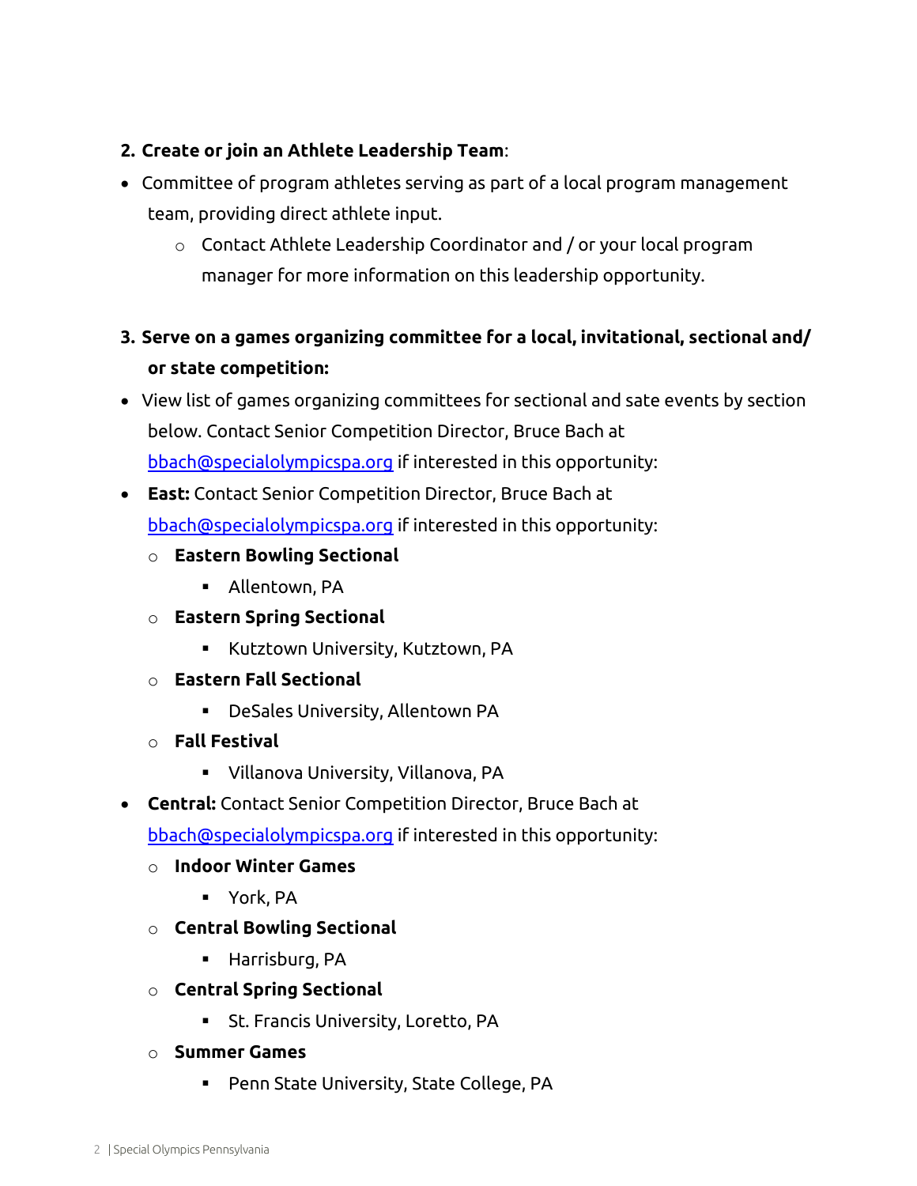**2. Create or join an Athlete Leadership Team**:

- Committee of program athletes serving as part of a local program management team, providing direct athlete input.
    - Contact Athlete Leadership Coordinator and / or your local program manager for more information on this leadership opportunity.

**3. Serve on a games organizing committee for a local, invitational, sectional and/ or state competition:**

- View list of games organizing committees for sectional and sate events by section below. Contact Senior Competition Director, Bruce Bach at [bbach@specialolympicspa.org](mailto:bbach@specialolympicspa.org) if interested in this opportunity:
- **East:** Contact Senior Competition Director, Bruce Bach at [bbach@specialolympicspa.org](mailto:bbach@specialolympicspa.org) if interested in this opportunity:
    - **Eastern Bowling Sectional**
        - Allentown, PA
    - **Eastern Spring Sectional**
        - Kutztown University, Kutztown, PA
    - **Eastern Fall Sectional**
        - DeSales University, Allentown PA
    - **Fall Festival**
        - Villanova University, Villanova, PA
- **Central:** Contact Senior Competition Director, Bruce Bach at [bbach@specialolympicspa.org](mailto:bbach@specialolympicspa.org) if interested in this opportunity:
    - **Indoor Winter Games**
        - York, PA
    - **Central Bowling Sectional**
        - Harrisburg, PA
    - **Central Spring Sectional**
        - St. Francis University, Loretto, PA
    - **Summer Games**
        - Penn State University, State College, PA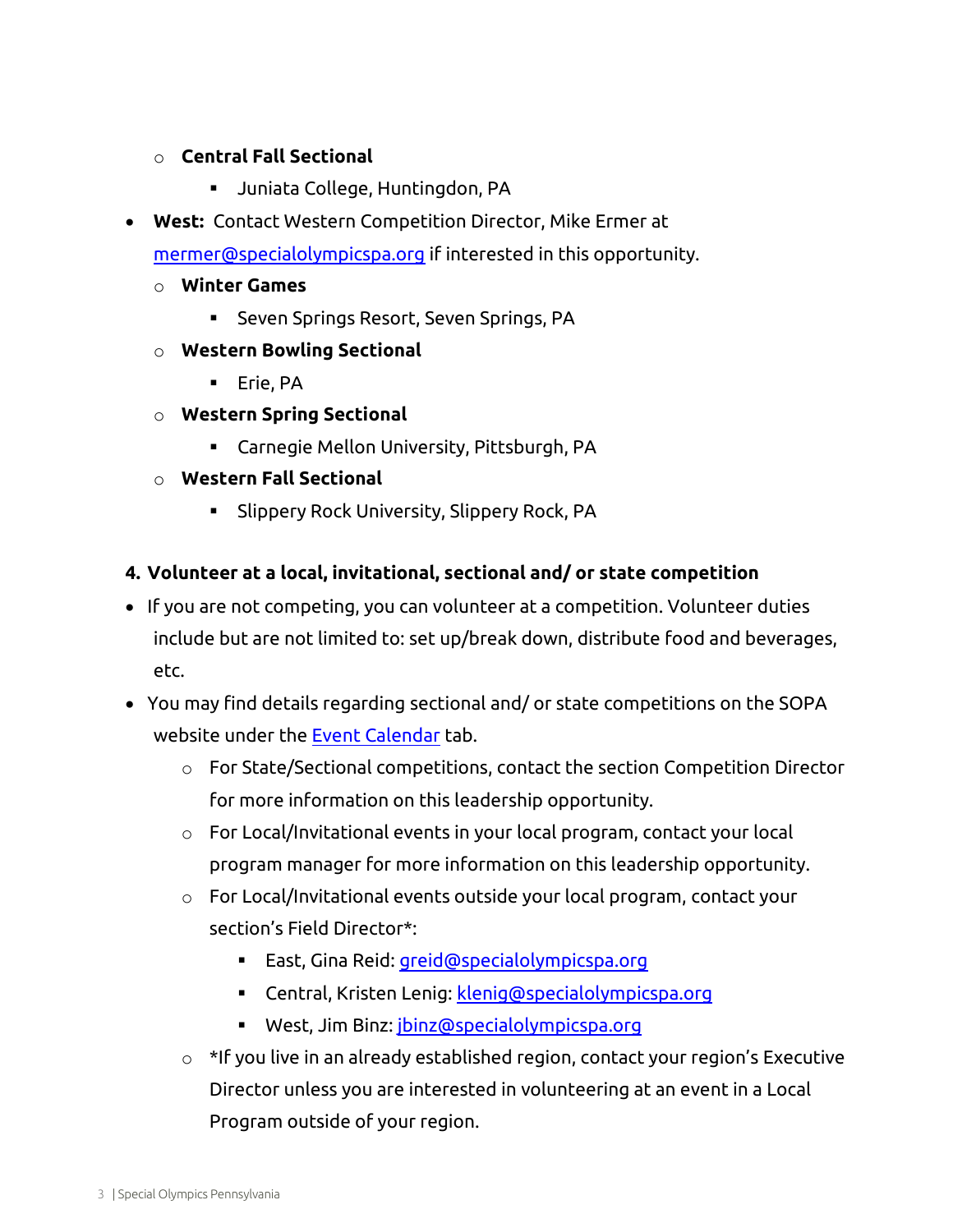- **Central Fall Sectional**
  - Juniata College, Huntingdon, PA

- **West:** Contact Western Competition Director, Mike Ermer at [mermer@specialolympicspa.org](mailto:mermer@specialolympicspa.org) if interested in this opportunity.
  - **Winter Games**
    - Seven Springs Resort, Seven Springs, PA
  - **Western Bowling Sectional**
    - Erie, PA
  - **Western Spring Sectional**
    - Carnegie Mellon University, Pittsburgh, PA
  - **Western Fall Sectional**
    - Slippery Rock University, Slippery Rock, PA

**4. Volunteer at a local, invitational, sectional and/ or state competition**

- If you are not competing, you can volunteer at a competition. Volunteer duties include but are not limited to: set up/break down, distribute food and beverages, etc.
- You may find details regarding sectional and/ or state competitions on the SOPA website under the [Event Calendar](#) tab.
  - For State/Sectional competitions, contact the section Competition Director for more information on this leadership opportunity.
  - For Local/Invitational events in your local program, contact your local program manager for more information on this leadership opportunity.
  - For Local/Invitational events outside your local program, contact your section's Field Director*:
    - East, Gina Reid: [greid@specialolympicspa.org](mailto:greid@specialolympicspa.org)
    - Central, Kristen Lenig: [klenig@specialolympicspa.org](mailto:klenig@specialolympicspa.org)
    - West, Jim Binz: [jbinz@specialolympicspa.org](mailto:jbinz@specialolympicspa.org)
  - *If you live in an already established region, contact your region's Executive Director unless you are interested in volunteering at an event in a Local Program outside of your region.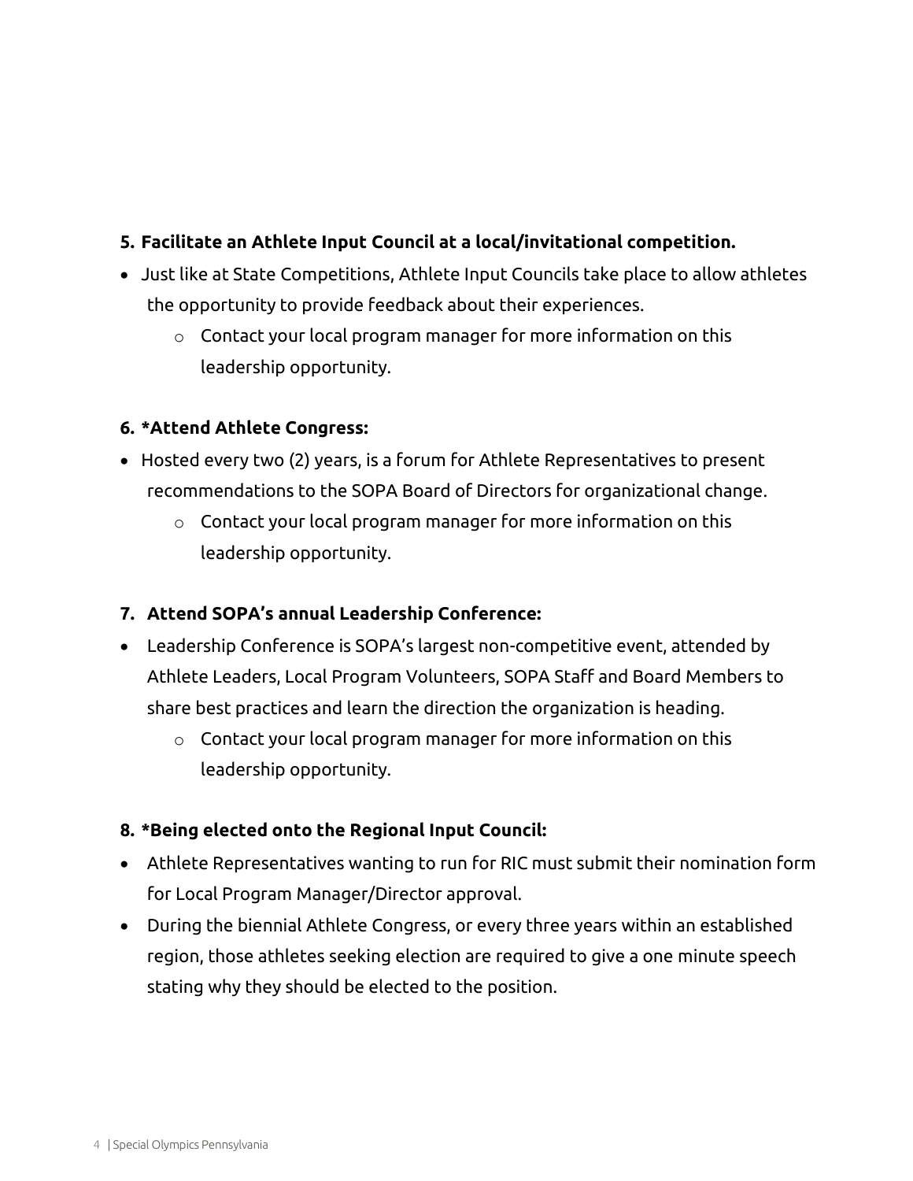5. **Facilitate an Athlete Input Council at a local/invitational competition.**

- Just like at State Competitions, Athlete Input Councils take place to allow athletes the opportunity to provide feedback about their experiences.
  - Contact your local program manager for more information on this leadership opportunity.

6. ***Attend Athlete Congress:**

- Hosted every two (2) years, is a forum for Athlete Representatives to present recommendations to the SOPA Board of Directors for organizational change.
  - Contact your local program manager for more information on this leadership opportunity.

7. **Attend SOPA's annual Leadership Conference:**

- Leadership Conference is SOPA's largest non-competitive event, attended by Athlete Leaders, Local Program Volunteers, SOPA Staff and Board Members to share best practices and learn the direction the organization is heading.
  - Contact your local program manager for more information on this leadership opportunity.

8. ***Being elected onto the Regional Input Council:**

- Athlete Representatives wanting to run for RIC must submit their nomination form for Local Program Manager/Director approval.
- During the biennial Athlete Congress, or every three years within an established region, those athletes seeking election are required to give a one minute speech stating why they should be elected to the position.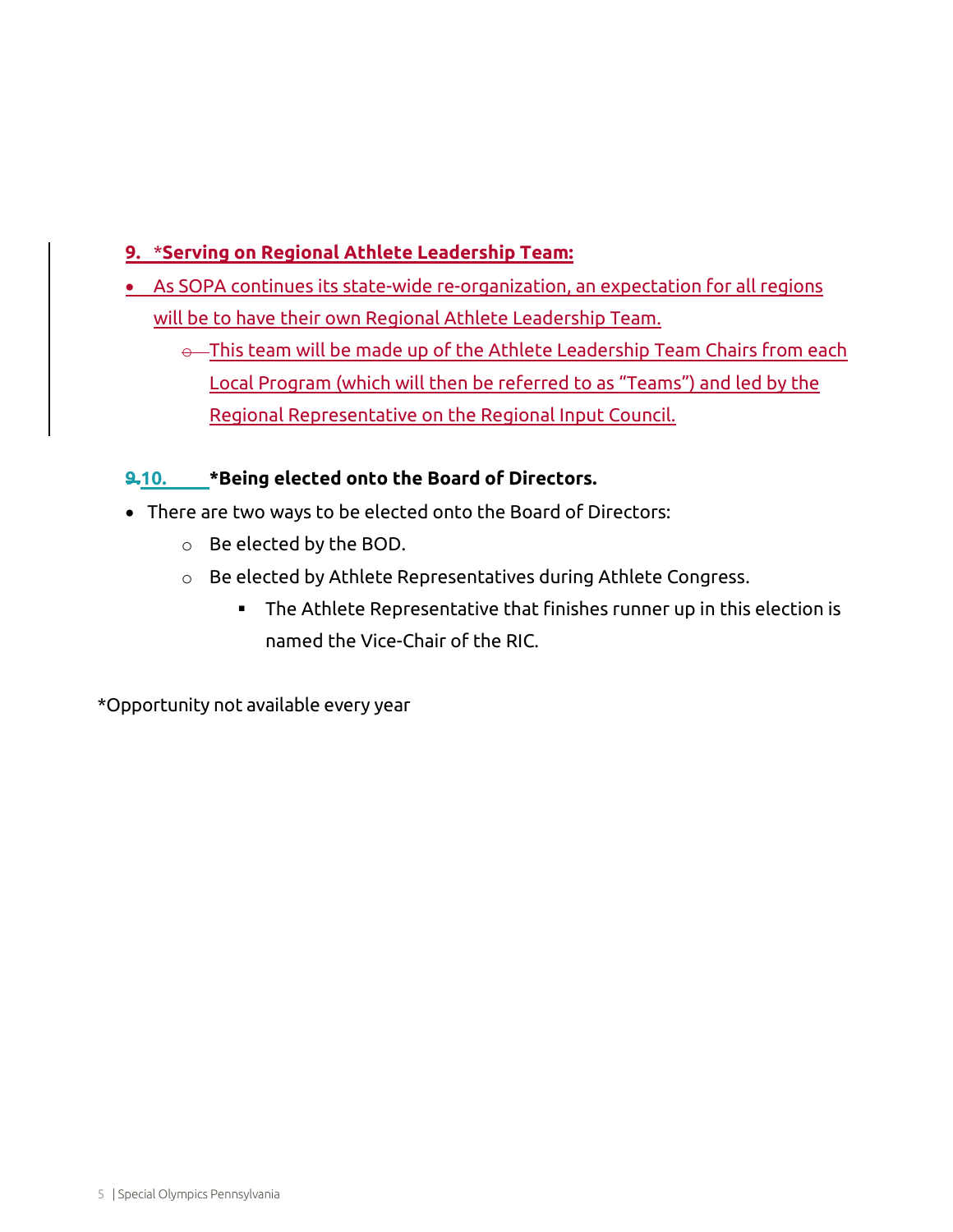**9. *Serving on Regional Athlete Leadership Team:**

- As SOPA continues its state-wide re-organization, an expectation for all regions will be to have their own Regional Athlete Leadership Team.
  - This team will be made up of the Athlete Leadership Team Chairs from each Local Program (which will then be referred to as "Teams") and led by the Regional Representative on the Regional Input Council.

**10. *Being elected onto the Board of Directors.**

- There are two ways to be elected onto the Board of Directors:
  - Be elected by the BOD.
  - Be elected by Athlete Representatives during Athlete Congress.
    - The Athlete Representative that finishes runner up in this election is named the Vice-Chair of the RIC.

*Opportunity not available every year